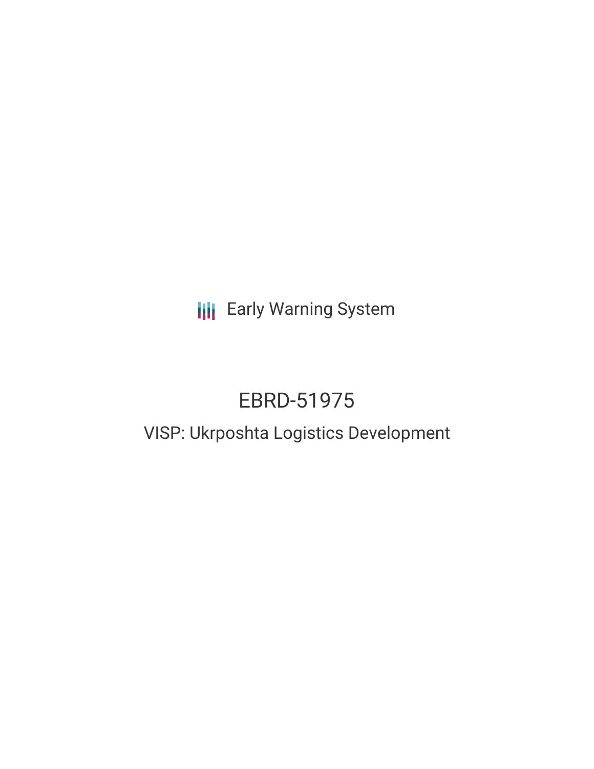Early Warning System

# EBRD-51975

## VISP: Ukrposhta Logistics Development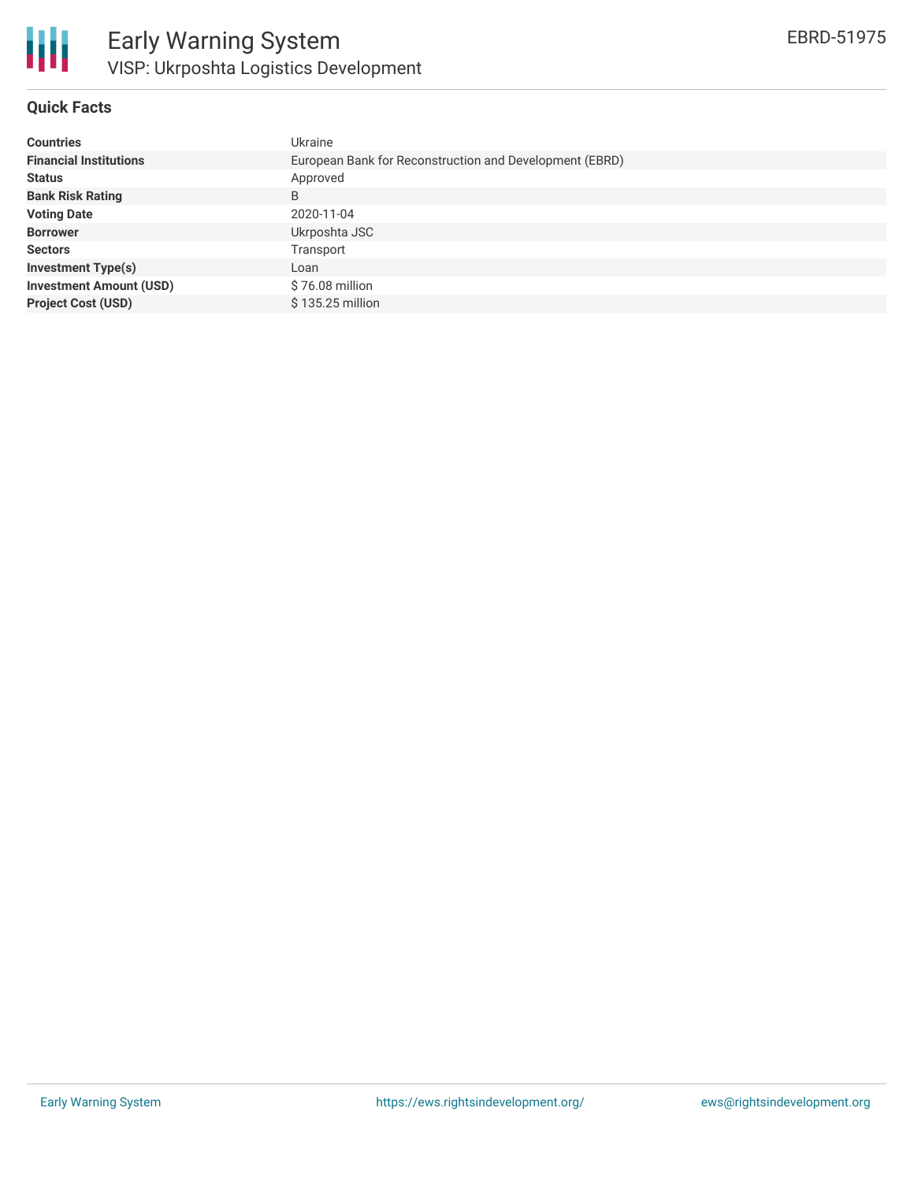# Early Warning System

## VISP: Ukrposhta Logistics Development

EBRD-51975

### Quick Facts

| | |
|---|---|
| **Countries** | Ukraine |
| **Financial Institutions** | European Bank for Reconstruction and Development (EBRD) |
| **Status** | Approved |
| **Bank Risk Rating** | B |
| **Voting Date** | 2020-11-04 |
| **Borrower** | Ukrposhta JSC |
| **Sectors** | Transport |
| **Investment Type(s)** | Loan |
| **Investment Amount (USD)** | $ 76.08 million |
| **Project Cost (USD)** | $ 135.25 million |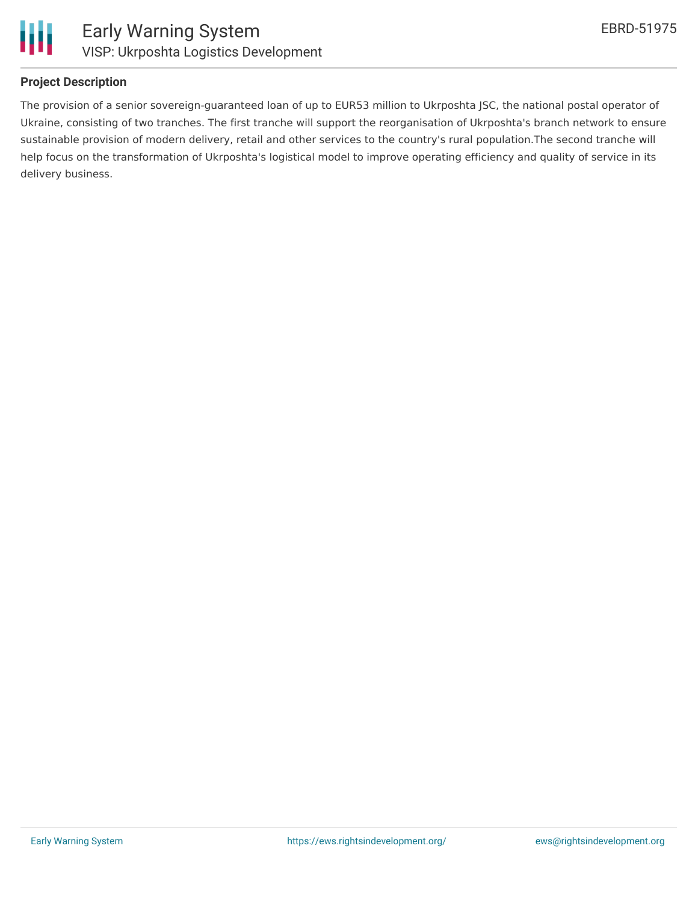## Project Description

The provision of a senior sovereign-guaranteed loan of up to EUR53 million to Ukrposhta JSC, the national postal operator of Ukraine, consisting of two tranches. The first tranche will support the reorganisation of Ukrposhta's branch network to ensure sustainable provision of modern delivery, retail and other services to the country's rural population.The second tranche will help focus on the transformation of Ukrposhta's logistical model to improve operating efficiency and quality of service in its delivery business.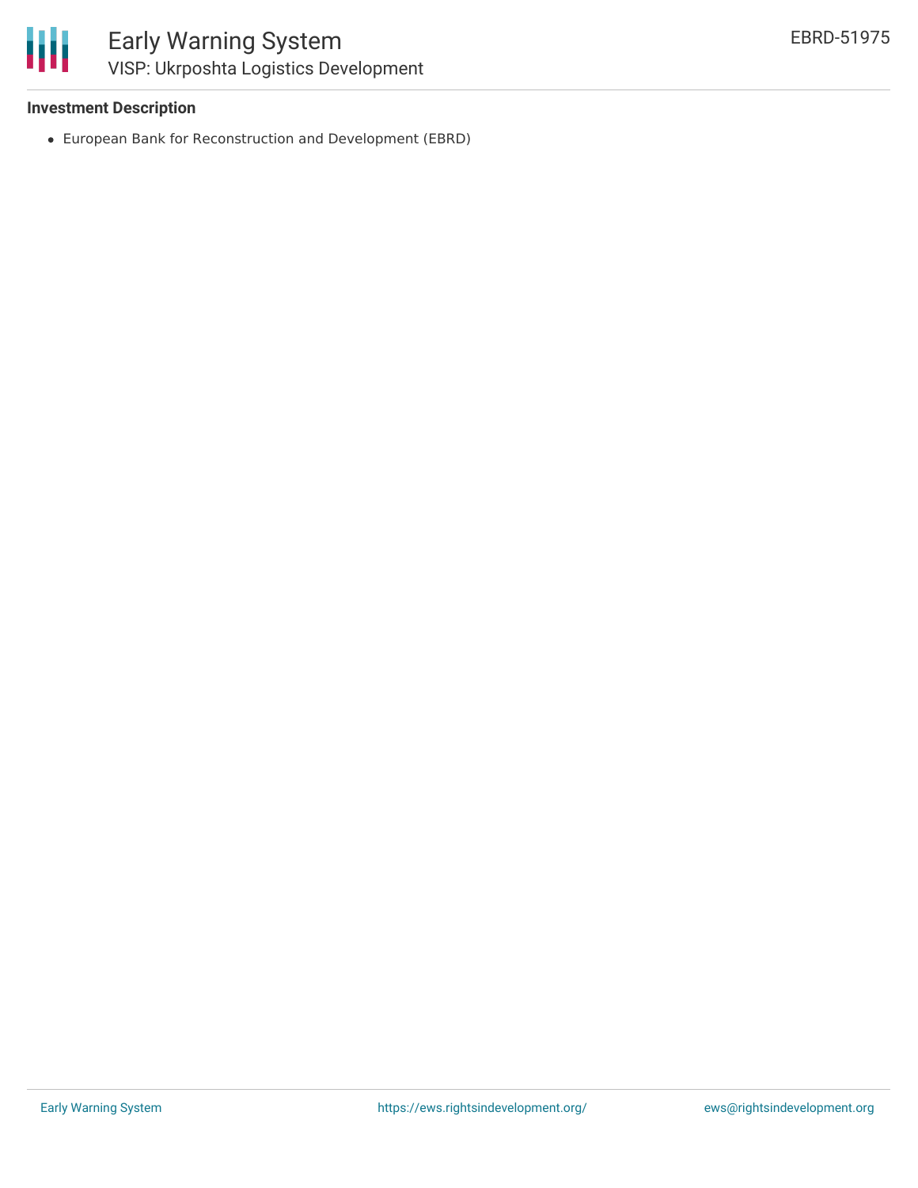**Investment Description**

- European Bank for Reconstruction and Development (EBRD)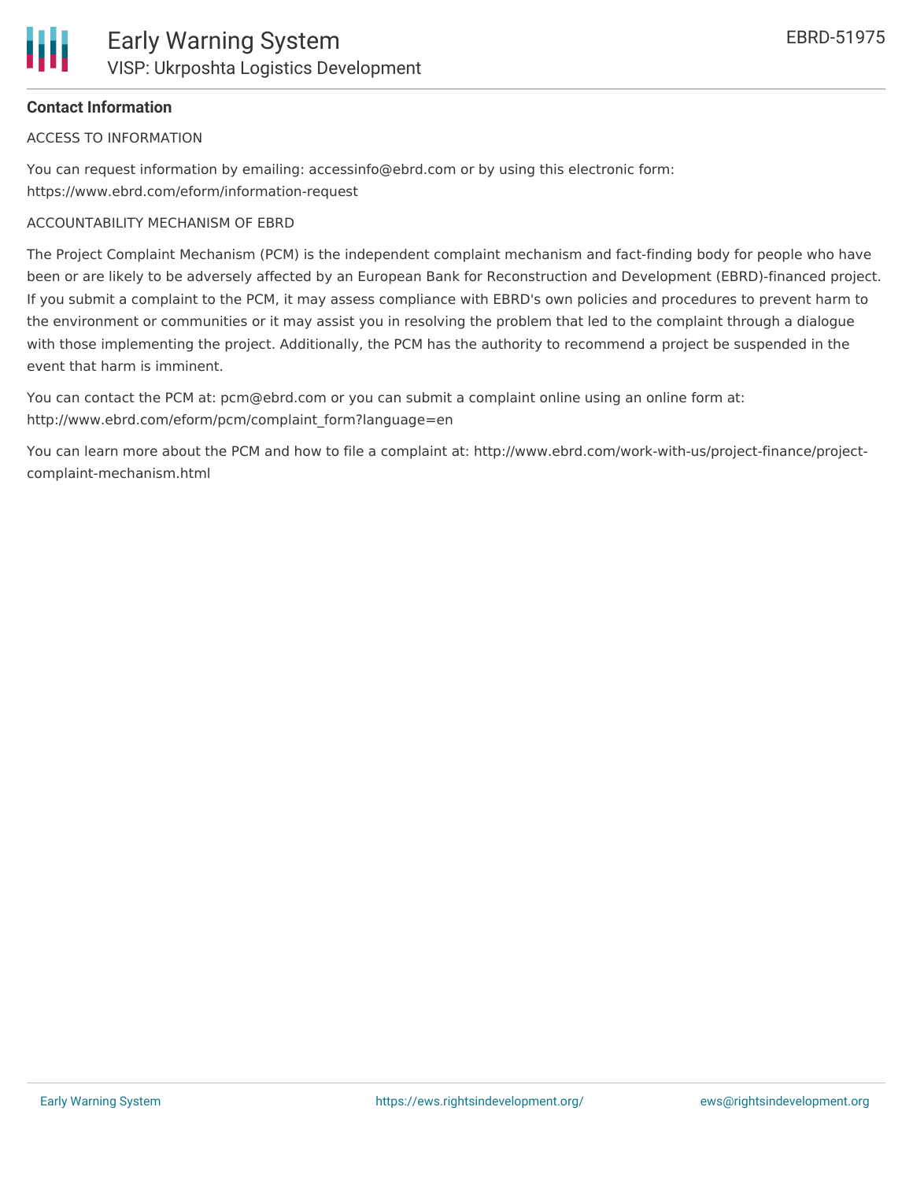## Contact Information

ACCESS TO INFORMATION

You can request information by emailing: accessinfo@ebrd.com or by using this electronic form: https://www.ebrd.com/eform/information-request

ACCOUNTABILITY MECHANISM OF EBRD

The Project Complaint Mechanism (PCM) is the independent complaint mechanism and fact-finding body for people who have been or are likely to be adversely affected by an European Bank for Reconstruction and Development (EBRD)-financed project. If you submit a complaint to the PCM, it may assess compliance with EBRD's own policies and procedures to prevent harm to the environment or communities or it may assist you in resolving the problem that led to the complaint through a dialogue with those implementing the project. Additionally, the PCM has the authority to recommend a project be suspended in the event that harm is imminent.

You can contact the PCM at: pcm@ebrd.com or you can submit a complaint online using an online form at: http://www.ebrd.com/eform/pcm/complaint_form?language=en

You can learn more about the PCM and how to file a complaint at: http://www.ebrd.com/work-with-us/project-finance/project-complaint-mechanism.html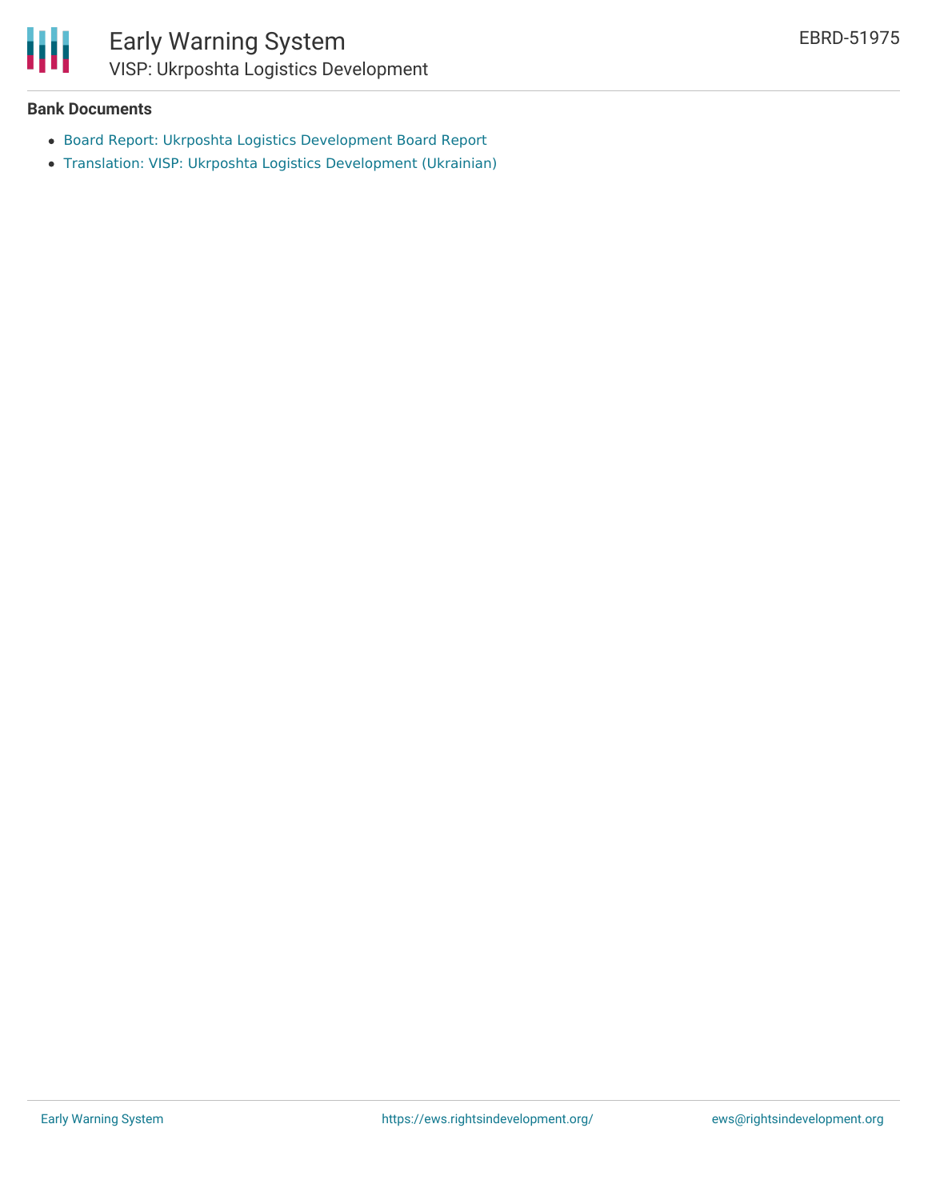**Bank Documents**

- Board Report: Ukrposhta Logistics Development Board Report
- Translation: VISP: Ukrposhta Logistics Development (Ukrainian)